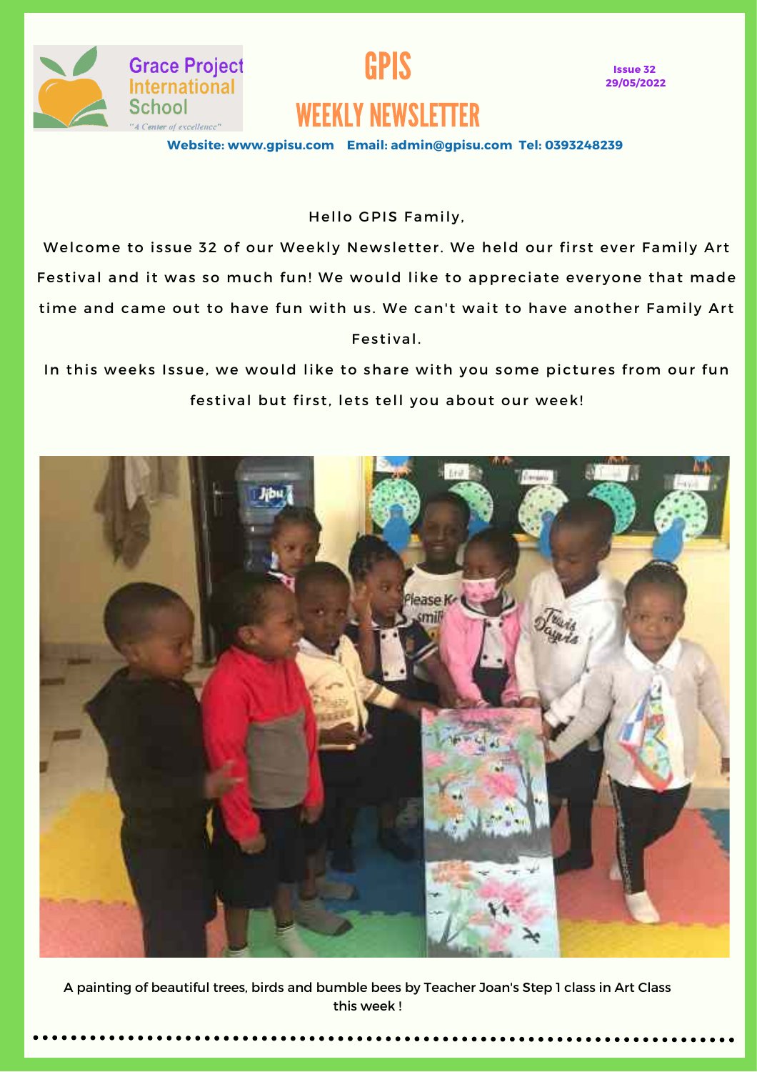Grace Project International School

"A Center of excellence"

# GPIS

## WEEKLY NEWSLETTER

**Issue 32**
**29/05/2022**

**Website: www.gpisu.com Email: admin@gpisu.com Tel: 0393248239**

Hello GPIS Family,

Welcome to issue 32 of our Weekly Newsletter. We held our first ever Family Art Festival and it was so much fun! We would like to appreciate everyone that made time and came out to have fun with us. We can't wait to have another Family Art Festival.

In this weeks Issue, we would like to share with you some pictures from our fun festival but first, lets tell you about our week!

A painting of beautiful trees, birds and bumble bees by Teacher Joan's Step 1 class in Art Class this week !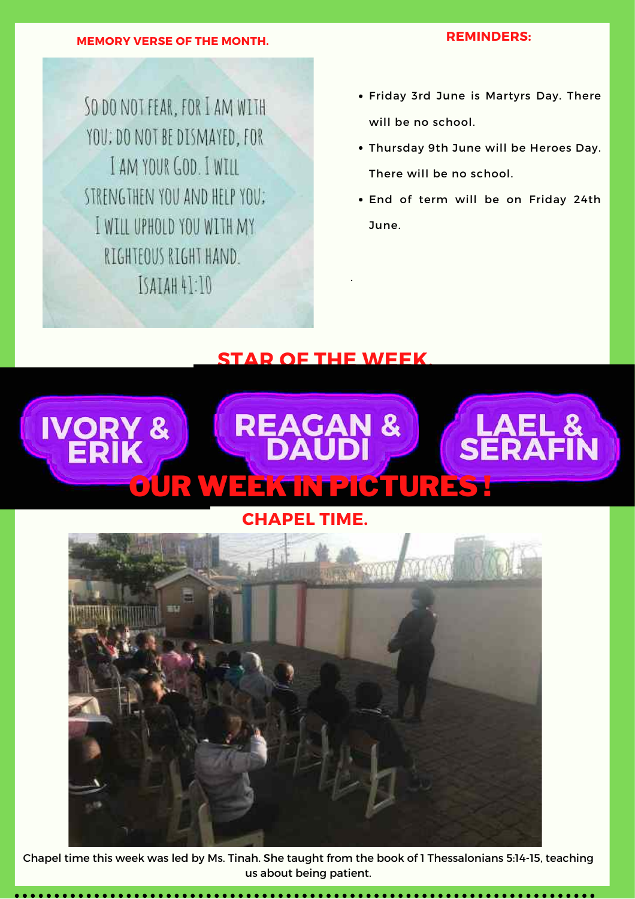**MEMORY VERSE OF THE MONTH.**

So do not fear, for I am with you; do not be dismayed, for I am your God. I will strengthen you and help you; I will uphold you with my righteous right hand.
Isaiah 41:10

**REMINDERS:**

- Friday 3rd June is Martyrs Day. There will be no school.
- Thursday 9th June will be Heroes Day. There will be no school.
- End of term will be on Friday 24th June.

## STAR OF THE WEEK.

**IVORY & ERIK**

**REAGAN & DAUDI**

**LAEL & SERAFIN**

## OUR WEEK IN PICTURES !

### CHAPEL TIME.

Chapel time this week was led by Ms. Tinah. She taught from the book of 1 Thessalonians 5:14-15, teaching us about being patient.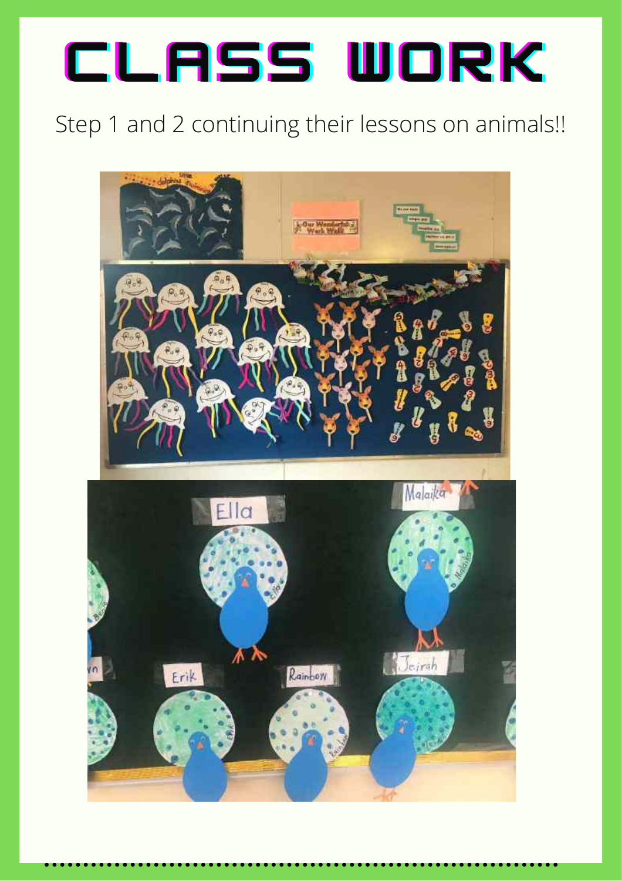# CLASS WORK

Step 1 and 2 continuing their lessons on animals!!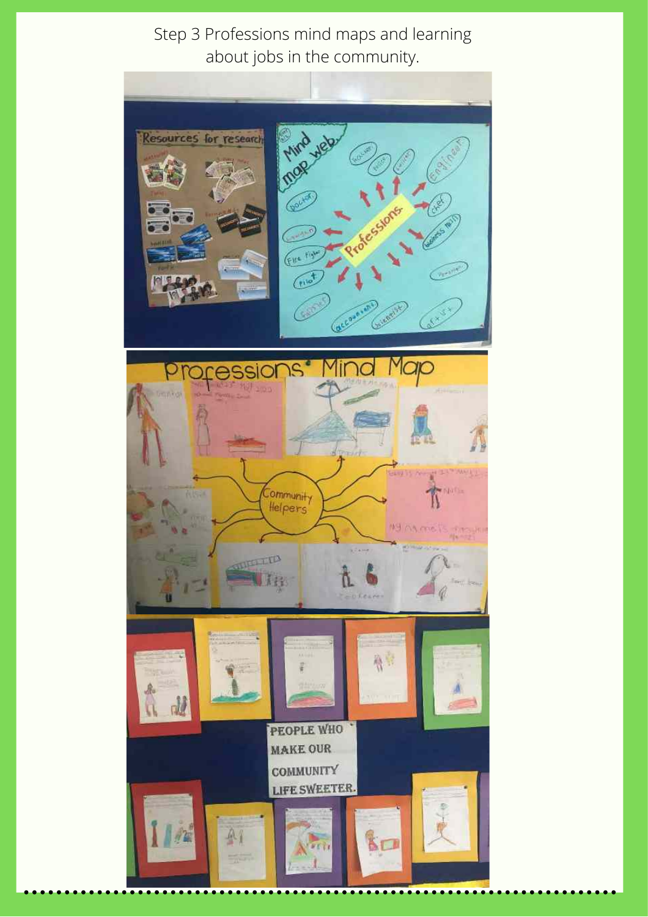Step 3 Professions mind maps and learning about jobs in the community.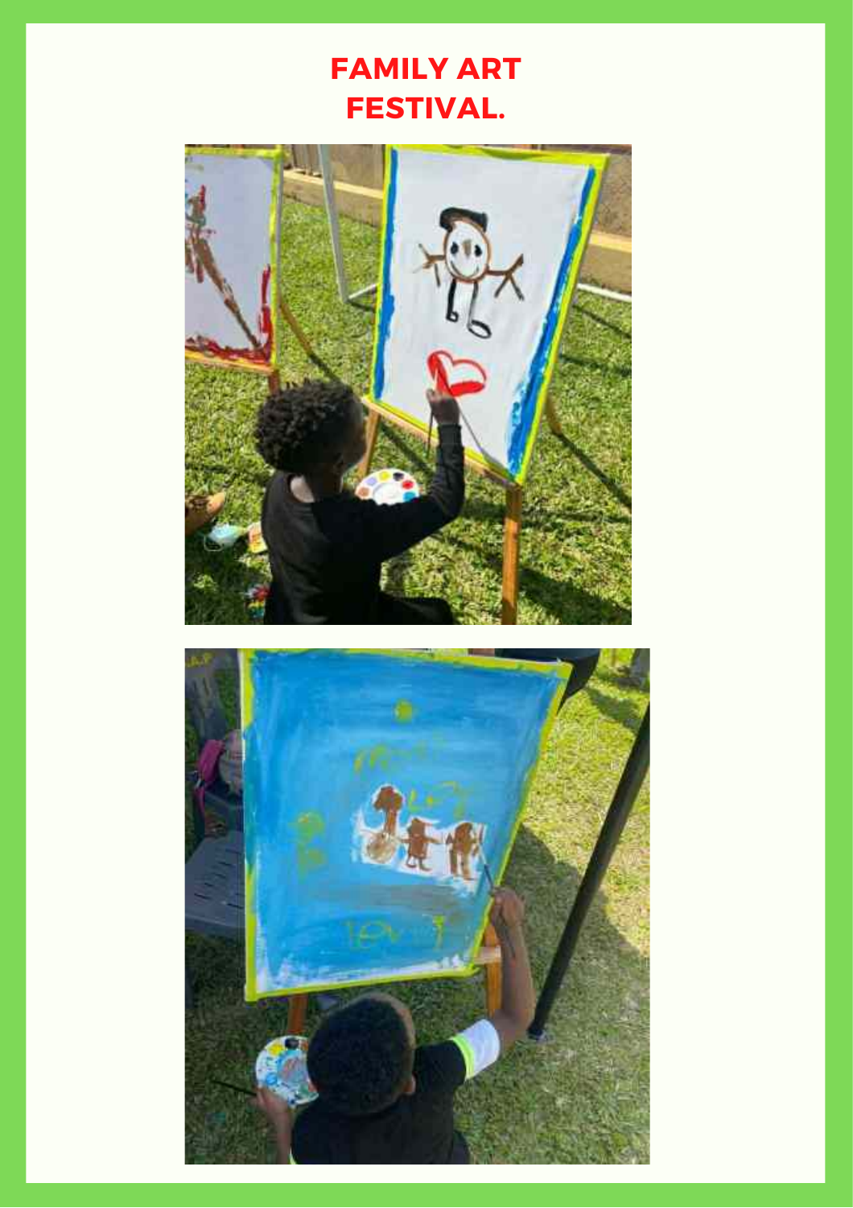# FAMILY ART FESTIVAL.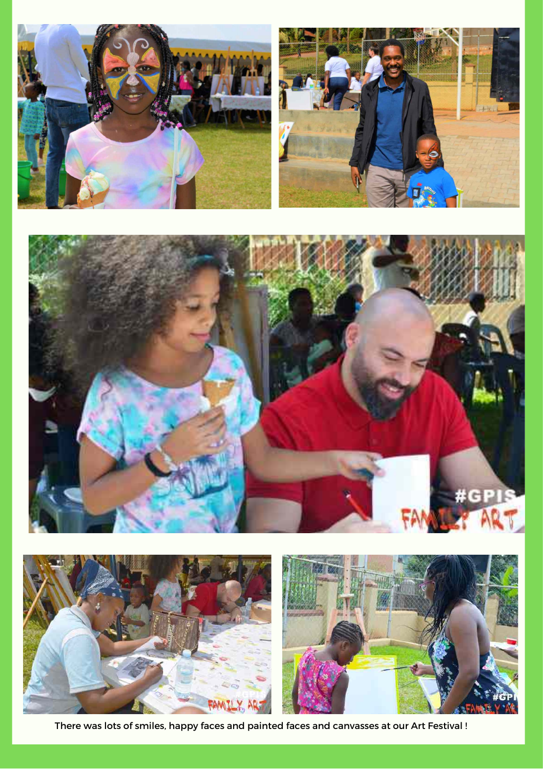There was lots of smiles, happy faces and painted faces and canvasses at our Art Festival !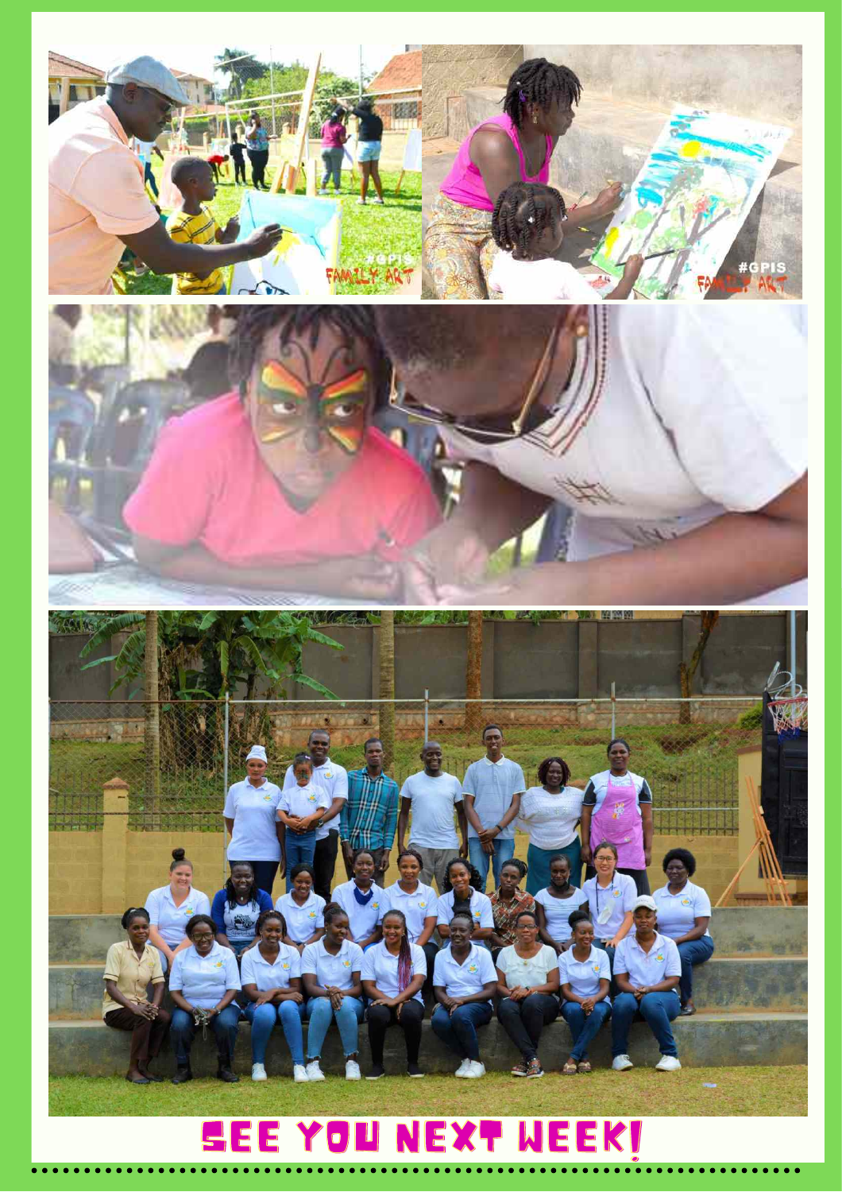# SEE YOU NEXT WEEK!